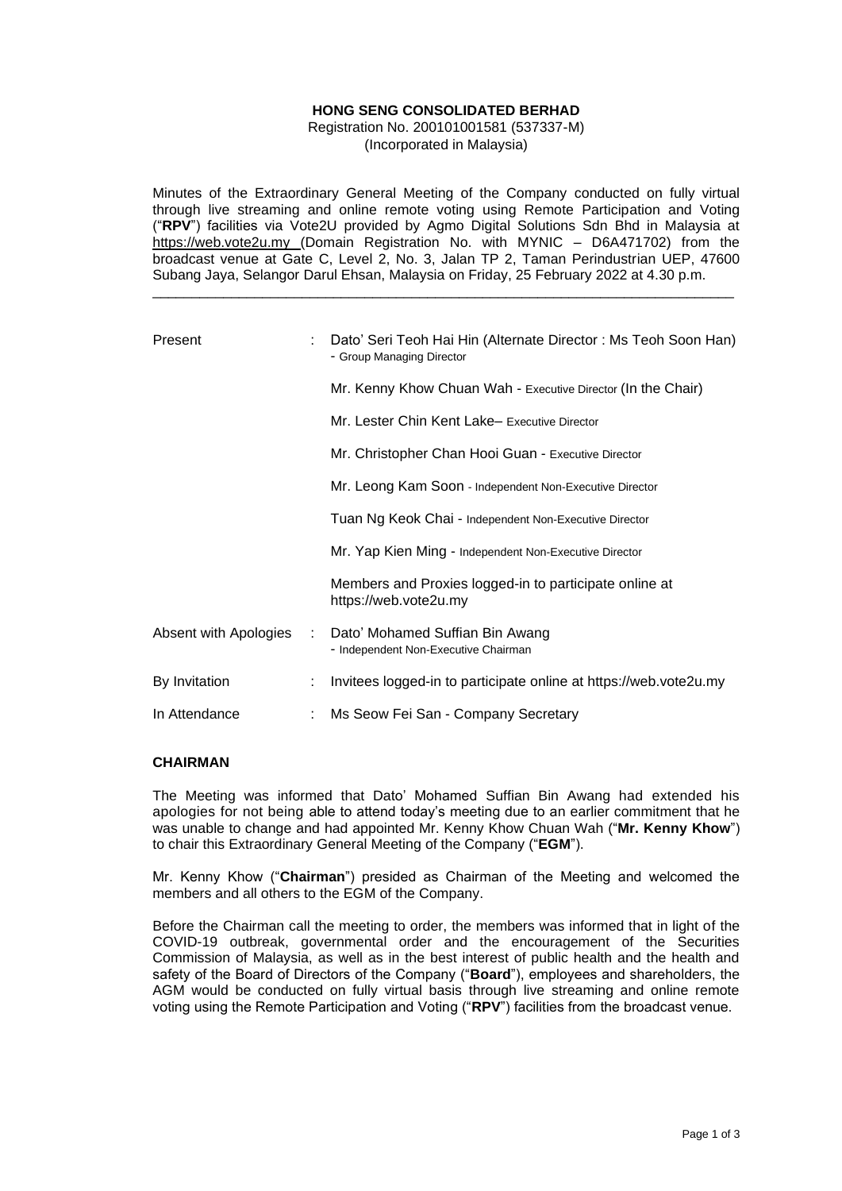**HONG SENG CONSOLIDATED BERHAD**
Registration No. 200101001581 (537337-M)
(Incorporated in Malaysia)

Minutes of the Extraordinary General Meeting of the Company conducted on fully virtual through live streaming and online remote voting using Remote Participation and Voting ("**RPV**") facilities via Vote2U provided by Agmo Digital Solutions Sdn Bhd in Malaysia at https://web.vote2u.my (Domain Registration No. with MYNIC – D6A471702) from the broadcast venue at Gate C, Level 2, No. 3, Jalan TP 2, Taman Perindustrian UEP, 47600 Subang Jaya, Selangor Darul Ehsan, Malaysia on Friday, 25 February 2022 at 4.30 p.m.

---

| | | |
|---|---|---|
| Present | : | Dato' Seri Teoh Hai Hin (Alternate Director : Ms Teoh Soon Han) - Group Managing Director |
| | | Mr. Kenny Khow Chuan Wah - Executive Director (In the Chair) |
| | | Mr. Lester Chin Kent Lake– Executive Director |
| | | Mr. Christopher Chan Hooi Guan - Executive Director |
| | | Mr. Leong Kam Soon - Independent Non-Executive Director |
| | | Tuan Ng Keok Chai - Independent Non-Executive Director |
| | | Mr. Yap Kien Ming - Independent Non-Executive Director |
| | | Members and Proxies logged-in to participate online at https://web.vote2u.my |
| Absent with Apologies | : | Dato' Mohamed Suffian Bin Awang - Independent Non-Executive Chairman |
| By Invitation | : | Invitees logged-in to participate online at https://web.vote2u.my |
| In Attendance | : | Ms Seow Fei San - Company Secretary |

## CHAIRMAN

The Meeting was informed that Dato' Mohamed Suffian Bin Awang had extended his apologies for not being able to attend today's meeting due to an earlier commitment that he was unable to change and had appointed Mr. Kenny Khow Chuan Wah ("**Mr. Kenny Khow**") to chair this Extraordinary General Meeting of the Company ("**EGM**").

Mr. Kenny Khow ("**Chairman**") presided as Chairman of the Meeting and welcomed the members and all others to the EGM of the Company.

Before the Chairman call the meeting to order, the members was informed that in light of the COVID-19 outbreak, governmental order and the encouragement of the Securities Commission of Malaysia, as well as in the best interest of public health and the health and safety of the Board of Directors of the Company ("**Board**"), employees and shareholders, the AGM would be conducted on fully virtual basis through live streaming and online remote voting using the Remote Participation and Voting ("**RPV**") facilities from the broadcast venue.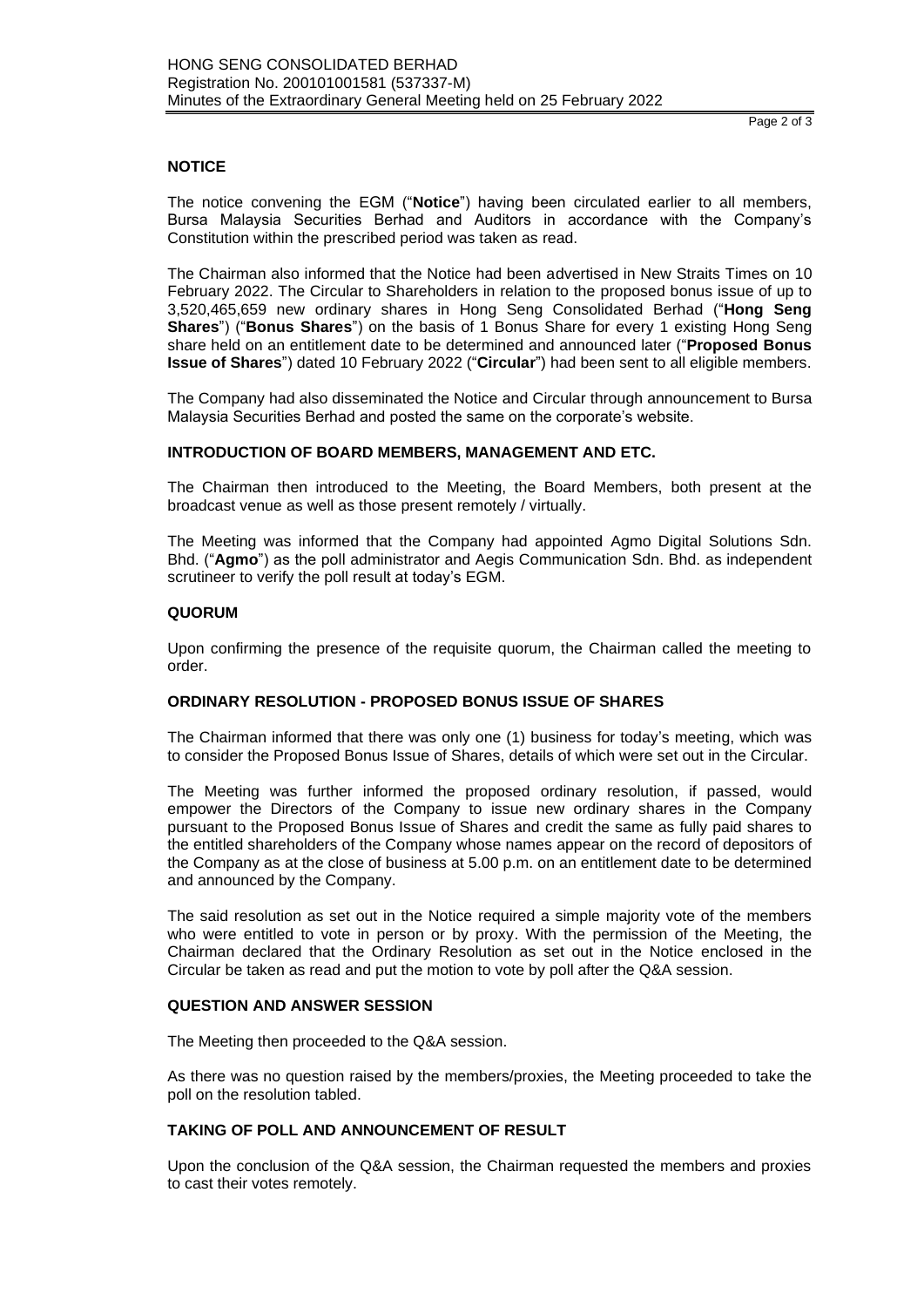**NOTICE**

The notice convening the EGM ("**Notice**") having been circulated earlier to all members, Bursa Malaysia Securities Berhad and Auditors in accordance with the Company's Constitution within the prescribed period was taken as read.

The Chairman also informed that the Notice had been advertised in New Straits Times on 10 February 2022. The Circular to Shareholders in relation to the proposed bonus issue of up to 3,520,465,659 new ordinary shares in Hong Seng Consolidated Berhad ("**Hong Seng Shares**") ("**Bonus Shares**") on the basis of 1 Bonus Share for every 1 existing Hong Seng share held on an entitlement date to be determined and announced later ("**Proposed Bonus Issue of Shares**") dated 10 February 2022 ("**Circular**") had been sent to all eligible members.

The Company had also disseminated the Notice and Circular through announcement to Bursa Malaysia Securities Berhad and posted the same on the corporate's website.

**INTRODUCTION OF BOARD MEMBERS, MANAGEMENT AND ETC.**

The Chairman then introduced to the Meeting, the Board Members, both present at the broadcast venue as well as those present remotely / virtually.

The Meeting was informed that the Company had appointed Agmo Digital Solutions Sdn. Bhd. ("**Agmo**") as the poll administrator and Aegis Communication Sdn. Bhd. as independent scrutineer to verify the poll result at today's EGM.

**QUORUM**

Upon confirming the presence of the requisite quorum, the Chairman called the meeting to order.

**ORDINARY RESOLUTION - PROPOSED BONUS ISSUE OF SHARES**

The Chairman informed that there was only one (1) business for today's meeting, which was to consider the Proposed Bonus Issue of Shares, details of which were set out in the Circular.

The Meeting was further informed the proposed ordinary resolution, if passed, would empower the Directors of the Company to issue new ordinary shares in the Company pursuant to the Proposed Bonus Issue of Shares and credit the same as fully paid shares to the entitled shareholders of the Company whose names appear on the record of depositors of the Company as at the close of business at 5.00 p.m. on an entitlement date to be determined and announced by the Company.

The said resolution as set out in the Notice required a simple majority vote of the members who were entitled to vote in person or by proxy. With the permission of the Meeting, the Chairman declared that the Ordinary Resolution as set out in the Notice enclosed in the Circular be taken as read and put the motion to vote by poll after the Q&A session.

**QUESTION AND ANSWER SESSION**

The Meeting then proceeded to the Q&A session.

As there was no question raised by the members/proxies, the Meeting proceeded to take the poll on the resolution tabled.

**TAKING OF POLL AND ANNOUNCEMENT OF RESULT**

Upon the conclusion of the Q&A session, the Chairman requested the members and proxies to cast their votes remotely.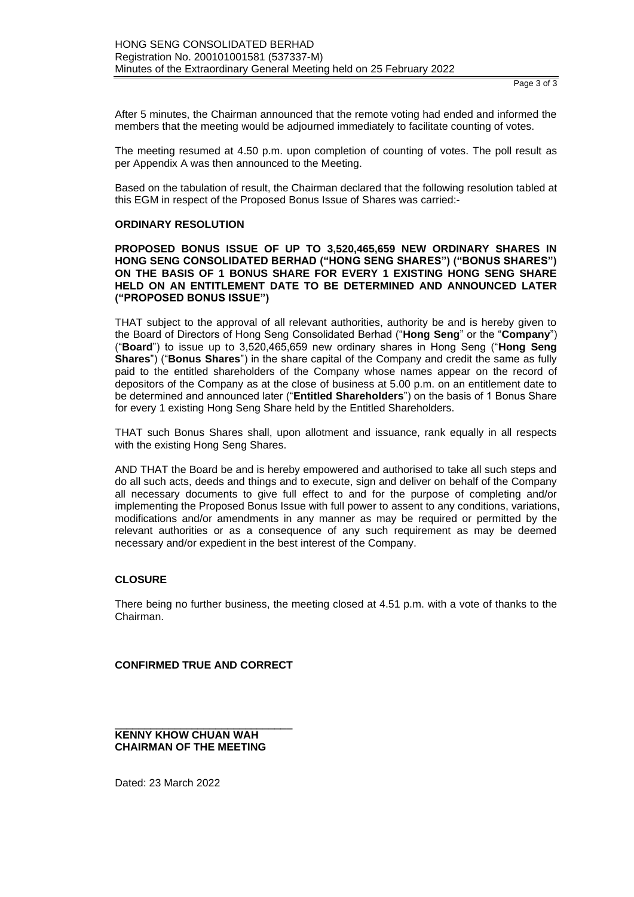After 5 minutes, the Chairman announced that the remote voting had ended and informed the members that the meeting would be adjourned immediately to facilitate counting of votes.

The meeting resumed at 4.50 p.m. upon completion of counting of votes. The poll result as per Appendix A was then announced to the Meeting.

Based on the tabulation of result, the Chairman declared that the following resolution tabled at this EGM in respect of the Proposed Bonus Issue of Shares was carried:-

**ORDINARY RESOLUTION**

**PROPOSED BONUS ISSUE OF UP TO 3,520,465,659 NEW ORDINARY SHARES IN HONG SENG CONSOLIDATED BERHAD ("HONG SENG SHARES") ("BONUS SHARES") ON THE BASIS OF 1 BONUS SHARE FOR EVERY 1 EXISTING HONG SENG SHARE HELD ON AN ENTITLEMENT DATE TO BE DETERMINED AND ANNOUNCED LATER ("PROPOSED BONUS ISSUE")**

THAT subject to the approval of all relevant authorities, authority be and is hereby given to the Board of Directors of Hong Seng Consolidated Berhad ("**Hong Seng**" or the "**Company**") ("**Board**") to issue up to 3,520,465,659 new ordinary shares in Hong Seng ("**Hong Seng Shares**") ("**Bonus Shares**") in the share capital of the Company and credit the same as fully paid to the entitled shareholders of the Company whose names appear on the record of depositors of the Company as at the close of business at 5.00 p.m. on an entitlement date to be determined and announced later ("**Entitled Shareholders**") on the basis of 1 Bonus Share for every 1 existing Hong Seng Share held by the Entitled Shareholders.

THAT such Bonus Shares shall, upon allotment and issuance, rank equally in all respects with the existing Hong Seng Shares.

AND THAT the Board be and is hereby empowered and authorised to take all such steps and do all such acts, deeds and things and to execute, sign and deliver on behalf of the Company all necessary documents to give full effect to and for the purpose of completing and/or implementing the Proposed Bonus Issue with full power to assent to any conditions, variations, modifications and/or amendments in any manner as may be required or permitted by the relevant authorities or as a consequence of any such requirement as may be deemed necessary and/or expedient in the best interest of the Company.

**CLOSURE**

There being no further business, the meeting closed at 4.51 p.m. with a vote of thanks to the Chairman.

**CONFIRMED TRUE AND CORRECT**

\_\_\_\_\_\_\_\_\_\_\_\_\_\_\_\_\_\_\_\_\_\_\_\_\_\_\_\_\_\_

**KENNY KHOW CHUAN WAH**
**CHAIRMAN OF THE MEETING**

Dated: 23 March 2022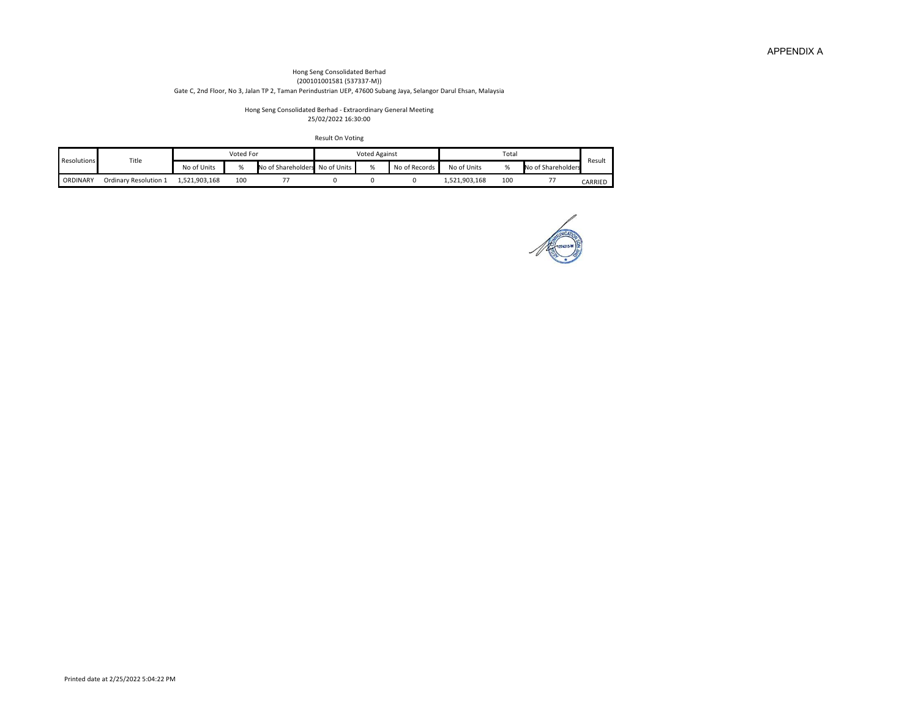APPENDIX A

Hong Seng Consolidated Berhad
(200101001581 (537337-M))
Gate C, 2nd Floor, No 3, Jalan TP 2, Taman Perindustrian UEP, 47600 Subang Jaya, Selangor Darul Ehsan, Malaysia

Hong Seng Consolidated Berhad - Extraordinary General Meeting
25/02/2022 16:30:00

Result On Voting

| Resolutions | Title | Voted For | | | Voted Against | | | Total | | | Result |
|---|---|---|---|---|---|---|---|---|---|---|---|
| | | No of Units | % | No of Shareholders | No of Units | % | No of Records | No of Units | % | No of Shareholders | |
| ORDINARY | Ordinary Resolution 1 | 1,521,903,168 | 100 | 77 | 0 | 0 | 0 | 1,521,903,168 | 100 | 77 | CARRIED |

Printed date at 2/25/2022 5:04:22 PM